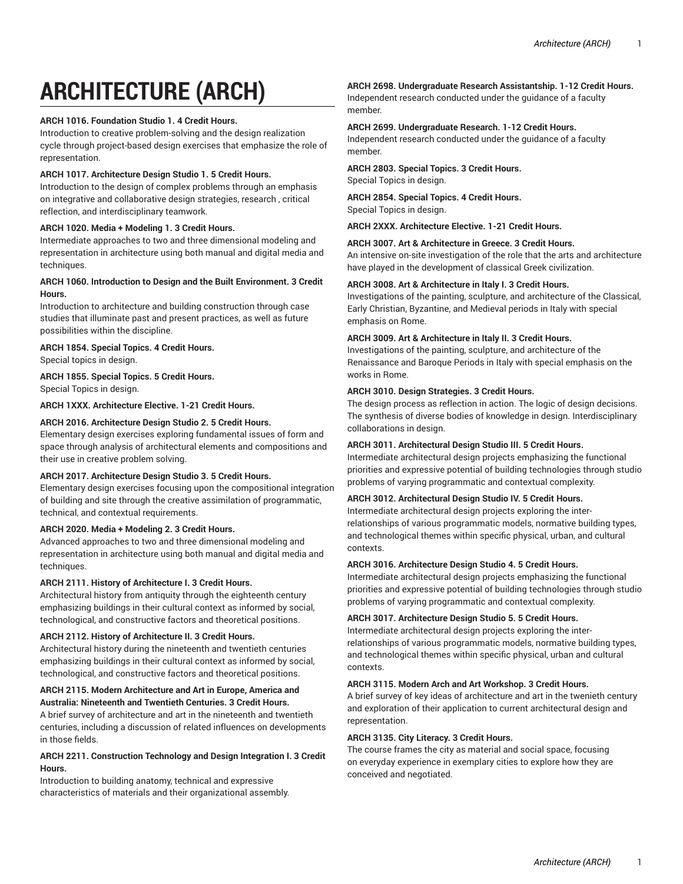# ARCHITECTURE (ARCH)

**ARCH 1016. Foundation Studio 1. 4 Credit Hours.**
Introduction to creative problem-solving and the design realization cycle through project-based design exercises that emphasize the role of representation.

**ARCH 1017. Architecture Design Studio 1. 5 Credit Hours.**
Introduction to the design of complex problems through an emphasis on integrative and collaborative design strategies, research , critical reflection, and interdisciplinary teamwork.

**ARCH 1020. Media + Modeling 1. 3 Credit Hours.**
Intermediate approaches to two and three dimensional modeling and representation in architecture using both manual and digital media and techniques.

**ARCH 1060. Introduction to Design and the Built Environment. 3 Credit Hours.**
Introduction to architecture and building construction through case studies that illuminate past and present practices, as well as future possibilities within the discipline.

**ARCH 1854. Special Topics. 4 Credit Hours.**
Special topics in design.

**ARCH 1855. Special Topics. 5 Credit Hours.**
Special Topics in design.

**ARCH 1XXX. Architecture Elective. 1-21 Credit Hours.**

**ARCH 2016. Architecture Design Studio 2. 5 Credit Hours.**
Elementary design exercises exploring fundamental issues of form and space through analysis of architectural elements and compositions and their use in creative problem solving.

**ARCH 2017. Architecture Design Studio 3. 5 Credit Hours.**
Elementary design exercises focusing upon the compositional integration of building and site through the creative assimilation of programmatic, technical, and contextual requirements.

**ARCH 2020. Media + Modeling 2. 3 Credit Hours.**
Advanced approaches to two and three dimensional modeling and representation in architecture using both manual and digital media and techniques.

**ARCH 2111. History of Architecture I. 3 Credit Hours.**
Architectural history from antiquity through the eighteenth century emphasizing buildings in their cultural context as informed by social, technological, and constructive factors and theoretical positions.

**ARCH 2112. History of Architecture II. 3 Credit Hours.**
Architectural history during the nineteenth and twentieth centuries emphasizing buildings in their cultural context as informed by social, technological, and constructive factors and theoretical positions.

**ARCH 2115. Modern Architecture and Art in Europe, America and Australia: Nineteenth and Twentieth Centuries. 3 Credit Hours.**
A brief survey of architecture and art in the nineteenth and twentieth centuries, including a discussion of related influences on developments in those fields.

**ARCH 2211. Construction Technology and Design Integration I. 3 Credit Hours.**
Introduction to building anatomy, technical and expressive characteristics of materials and their organizational assembly.

**ARCH 2698. Undergraduate Research Assistantship. 1-12 Credit Hours.**
Independent research conducted under the guidance of a faculty member.

**ARCH 2699. Undergraduate Research. 1-12 Credit Hours.**
Independent research conducted under the guidance of a faculty member.

**ARCH 2803. Special Topics. 3 Credit Hours.**
Special Topics in design.

**ARCH 2854. Special Topics. 4 Credit Hours.**
Special Topics in design.

**ARCH 2XXX. Architecture Elective. 1-21 Credit Hours.**

**ARCH 3007. Art & Architecture in Greece. 3 Credit Hours.**
An intensive on-site investigation of the role that the arts and architecture have played in the development of classical Greek civilization.

**ARCH 3008. Art & Architecture in Italy I. 3 Credit Hours.**
Investigations of the painting, sculpture, and architecture of the Classical, Early Christian, Byzantine, and Medieval periods in Italy with special emphasis on Rome.

**ARCH 3009. Art & Architecture in Italy II. 3 Credit Hours.**
Investigations of the painting, sculpture, and architecture of the Renaissance and Baroque Periods in Italy with special emphasis on the works in Rome.

**ARCH 3010. Design Strategies. 3 Credit Hours.**
The design process as reflection in action. The logic of design decisions. The synthesis of diverse bodies of knowledge in design. Interdisciplinary collaborations in design.

**ARCH 3011. Architectural Design Studio III. 5 Credit Hours.**
Intermediate architectural design projects emphasizing the functional priorities and expressive potential of building technologies through studio problems of varying programmatic and contextual complexity.

**ARCH 3012. Architectural Design Studio IV. 5 Credit Hours.**
Intermediate architectural design projects exploring the inter-relationships of various programmatic models, normative building types, and technological themes within specific physical, urban, and cultural contexts.

**ARCH 3016. Architecture Design Studio 4. 5 Credit Hours.**
Intermediate architectural design projects emphasizing the functional priorities and expressive potential of building technologies through studio problems of varying programmatic and contextual complexity.

**ARCH 3017. Architecture Design Studio 5. 5 Credit Hours.**
Intermediate architectural design projects exploring the inter-relationships of various programmatic models, normative building types, and technological themes within specific physical, urban and cultural contexts.

**ARCH 3115. Modern Arch and Art Workshop. 3 Credit Hours.**
A brief survey of key ideas of architecture and art in the twenieth century and exploration of their application to current architectural design and representation.

**ARCH 3135. City Literacy. 3 Credit Hours.**
The course frames the city as material and social space, focusing on everyday experience in exemplary cities to explore how they are conceived and negotiated.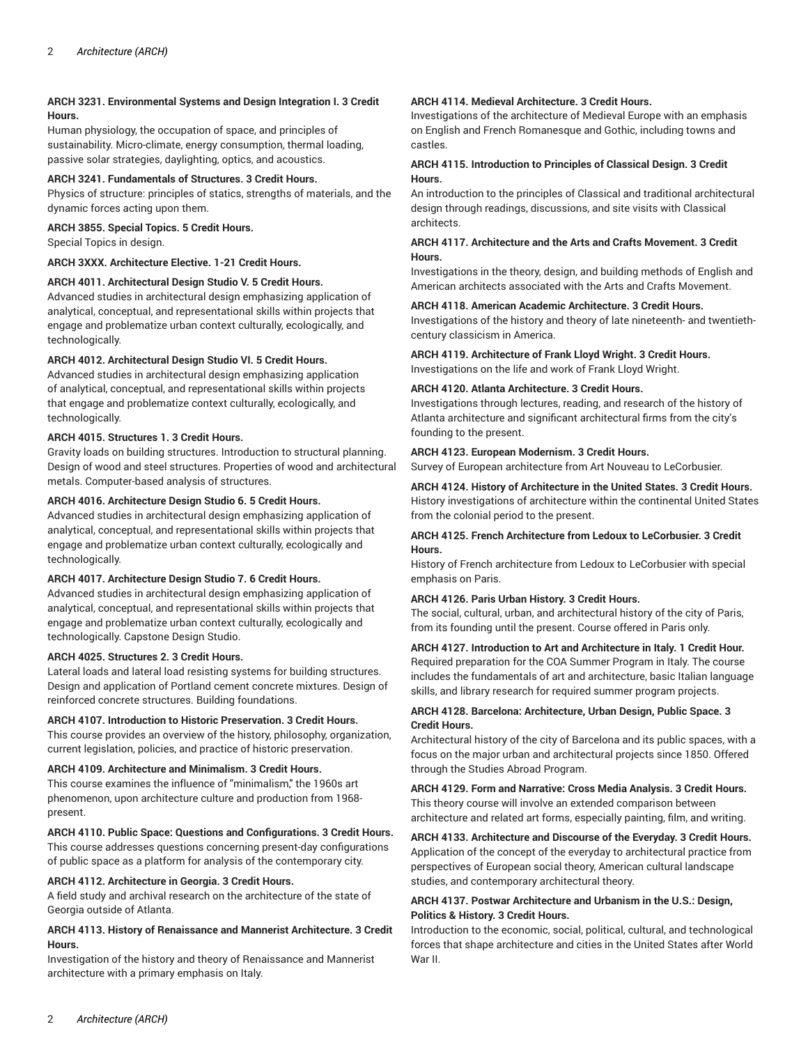**ARCH 3231. Environmental Systems and Design Integration I. 3 Credit Hours.**
Human physiology, the occupation of space, and principles of sustainability. Micro-climate, energy consumption, thermal loading, passive solar strategies, daylighting, optics, and acoustics.

**ARCH 3241. Fundamentals of Structures. 3 Credit Hours.**
Physics of structure: principles of statics, strengths of materials, and the dynamic forces acting upon them.

**ARCH 3855. Special Topics. 5 Credit Hours.**
Special Topics in design.

**ARCH 3XXX. Architecture Elective. 1-21 Credit Hours.**

**ARCH 4011. Architectural Design Studio V. 5 Credit Hours.**
Advanced studies in architectural design emphasizing application of analytical, conceptual, and representational skills within projects that engage and problematize urban context culturally, ecologically, and technologically.

**ARCH 4012. Architectural Design Studio VI. 5 Credit Hours.**
Advanced studies in architectural design emphasizing application of analytical, conceptual, and representational skills within projects that engage and problematize context culturally, ecologically, and technologically.

**ARCH 4015. Structures 1. 3 Credit Hours.**
Gravity loads on building structures. Introduction to structural planning. Design of wood and steel structures. Properties of wood and architectural metals. Computer-based analysis of structures.

**ARCH 4016. Architecture Design Studio 6. 5 Credit Hours.**
Advanced studies in architectural design emphasizing application of analytical, conceptual, and representational skills within projects that engage and problematize urban context culturally, ecologically and technologically.

**ARCH 4017. Architecture Design Studio 7. 6 Credit Hours.**
Advanced studies in architectural design emphasizing application of analytical, conceptual, and representational skills within projects that engage and problematize urban context culturally, ecologically and technologically. Capstone Design Studio.

**ARCH 4025. Structures 2. 3 Credit Hours.**
Lateral loads and lateral load resisting systems for building structures. Design and application of Portland cement concrete mixtures. Design of reinforced concrete structures. Building foundations.

**ARCH 4107. Introduction to Historic Preservation. 3 Credit Hours.**
This course provides an overview of the history, philosophy, organization, current legislation, policies, and practice of historic preservation.

**ARCH 4109. Architecture and Minimalism. 3 Credit Hours.**
This course examines the influence of "minimalism," the 1960s art phenomenon, upon architecture culture and production from 1968-present.

**ARCH 4110. Public Space: Questions and Configurations. 3 Credit Hours.**
This course addresses questions concerning present-day configurations of public space as a platform for analysis of the contemporary city.

**ARCH 4112. Architecture in Georgia. 3 Credit Hours.**
A field study and archival research on the architecture of the state of Georgia outside of Atlanta.

**ARCH 4113. History of Renaissance and Mannerist Architecture. 3 Credit Hours.**
Investigation of the history and theory of Renaissance and Mannerist architecture with a primary emphasis on Italy.

**ARCH 4114. Medieval Architecture. 3 Credit Hours.**
Investigations of the architecture of Medieval Europe with an emphasis on English and French Romanesque and Gothic, including towns and castles.

**ARCH 4115. Introduction to Principles of Classical Design. 3 Credit Hours.**
An introduction to the principles of Classical and traditional architectural design through readings, discussions, and site visits with Classical architects.

**ARCH 4117. Architecture and the Arts and Crafts Movement. 3 Credit Hours.**
Investigations in the theory, design, and building methods of English and American architects associated with the Arts and Crafts Movement.

**ARCH 4118. American Academic Architecture. 3 Credit Hours.**
Investigations of the history and theory of late nineteenth- and twentieth-century classicism in America.

**ARCH 4119. Architecture of Frank Lloyd Wright. 3 Credit Hours.**
Investigations on the life and work of Frank Lloyd Wright.

**ARCH 4120. Atlanta Architecture. 3 Credit Hours.**
Investigations through lectures, reading, and research of the history of Atlanta architecture and significant architectural firms from the city's founding to the present.

**ARCH 4123. European Modernism. 3 Credit Hours.**
Survey of European architecture from Art Nouveau to LeCorbusier.

**ARCH 4124. History of Architecture in the United States. 3 Credit Hours.**
History investigations of architecture within the continental United States from the colonial period to the present.

**ARCH 4125. French Architecture from Ledoux to LeCorbusier. 3 Credit Hours.**
History of French architecture from Ledoux to LeCorbusier with special emphasis on Paris.

**ARCH 4126. Paris Urban History. 3 Credit Hours.**
The social, cultural, urban, and architectural history of the city of Paris, from its founding until the present. Course offered in Paris only.

**ARCH 4127. Introduction to Art and Architecture in Italy. 1 Credit Hour.**
Required preparation for the COA Summer Program in Italy. The course includes the fundamentals of art and architecture, basic Italian language skills, and library research for required summer program projects.

**ARCH 4128. Barcelona: Architecture, Urban Design, Public Space. 3 Credit Hours.**
Architectural history of the city of Barcelona and its public spaces, with a focus on the major urban and architectural projects since 1850. Offered through the Studies Abroad Program.

**ARCH 4129. Form and Narrative: Cross Media Analysis. 3 Credit Hours.**
This theory course will involve an extended comparison between architecture and related art forms, especially painting, film, and writing.

**ARCH 4133. Architecture and Discourse of the Everyday. 3 Credit Hours.**
Application of the concept of the everyday to architectural practice from perspectives of European social theory, American cultural landscape studies, and contemporary architectural theory.

**ARCH 4137. Postwar Architecture and Urbanism in the U.S.: Design, Politics & History. 3 Credit Hours.**
Introduction to the economic, social, political, cultural, and technological forces that shape architecture and cities in the United States after World War II.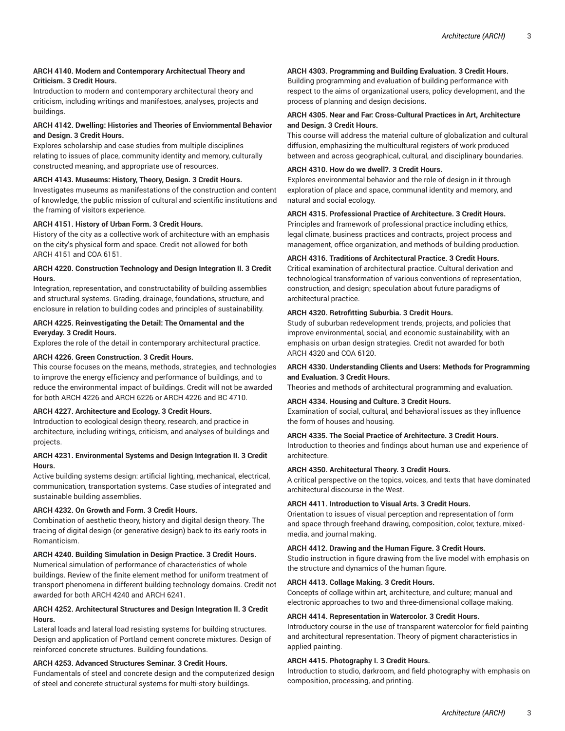**ARCH 4140. Modern and Contemporary Architectual Theory and Criticism. 3 Credit Hours.**

Introduction to modern and contemporary architectural theory and criticism, including writings and manifestoes, analyses, projects and buildings.

**ARCH 4142. Dwelling: Histories and Theories of Enviornmental Behavior and Design. 3 Credit Hours.**

Explores scholarship and case studies from multiple disciplines relating to issues of place, community identity and memory, culturally constructed meaning, and appropriate use of resources.

**ARCH 4143. Museums: History, Theory, Design. 3 Credit Hours.**

Investigates museums as manifestations of the construction and content of knowledge, the public mission of cultural and scientific institutions and the framing of visitors experience.

**ARCH 4151. History of Urban Form. 3 Credit Hours.**

History of the city as a collective work of architecture with an emphasis on the city's physical form and space. Credit not allowed for both ARCH 4151 and COA 6151.

**ARCH 4220. Construction Technology and Design Integration II. 3 Credit Hours.**

Integration, representation, and constructability of building assemblies and structural systems. Grading, drainage, foundations, structure, and enclosure in relation to building codes and principles of sustainability.

**ARCH 4225. Reinvestigating the Detail: The Ornamental and the Everyday. 3 Credit Hours.**

Explores the role of the detail in contemporary architectural practice.

**ARCH 4226. Green Construction. 3 Credit Hours.**

This course focuses on the means, methods, strategies, and technologies to improve the energy efficiency and performance of buildings, and to reduce the environmental impact of buildings. Credit will not be awarded for both ARCH 4226 and ARCH 6226 or ARCH 4226 and BC 4710.

**ARCH 4227. Architecture and Ecology. 3 Credit Hours.**

Introduction to ecological design theory, research, and practice in architecture, including writings, criticism, and analyses of buildings and projects.

**ARCH 4231. Environmental Systems and Design Integration II. 3 Credit Hours.**

Active building systems design: artificial lighting, mechanical, electrical, communication, transportation systems. Case studies of integrated and sustainable building assemblies.

**ARCH 4232. On Growth and Form. 3 Credit Hours.**

Combination of aesthetic theory, history and digital design theory. The tracing of digital design (or generative design) back to its early roots in Romanticism.

**ARCH 4240. Building Simulation in Design Practice. 3 Credit Hours.**

Numerical simulation of performance of characteristics of whole buildings. Review of the finite element method for uniform treatment of transport phenomena in different building technology domains. Credit not awarded for both ARCH 4240 and ARCH 6241.

**ARCH 4252. Architectural Structures and Design Integration II. 3 Credit Hours.**

Lateral loads and lateral load resisting systems for building structures. Design and application of Portland cement concrete mixtures. Design of reinforced concrete structures. Building foundations.

**ARCH 4253. Advanced Structures Seminar. 3 Credit Hours.**

Fundamentals of steel and concrete design and the computerized design of steel and concrete structural systems for multi-story buildings.

**ARCH 4303. Programming and Building Evaluation. 3 Credit Hours.**

Building programming and evaluation of building performance with respect to the aims of organizational users, policy development, and the process of planning and design decisions.

**ARCH 4305. Near and Far: Cross-Cultural Practices in Art, Architecture and Design. 3 Credit Hours.**

This course will address the material culture of globalization and cultural diffusion, emphasizing the multicultural registers of work produced between and across geographical, cultural, and disciplinary boundaries.

**ARCH 4310. How do we dwell?. 3 Credit Hours.**

Explores environmental behavior and the role of design in it through exploration of place and space, communal identity and memory, and natural and social ecology.

**ARCH 4315. Professional Practice of Architecture. 3 Credit Hours.**

Principles and framework of professional practice including ethics, legal climate, business practices and contracts, project process and management, office organization, and methods of building production.

**ARCH 4316. Traditions of Architectural Practice. 3 Credit Hours.**

Critical examination of architectural practice. Cultural derivation and technological transformation of various conventions of representation, construction, and design; speculation about future paradigms of architectural practice.

**ARCH 4320. Retrofitting Suburbia. 3 Credit Hours.**

Study of suburban redevelopment trends, projects, and policies that improve environmental, social, and economic sustainability, with an emphasis on urban design strategies. Credit not awarded for both ARCH 4320 and COA 6120.

**ARCH 4330. Understanding Clients and Users: Methods for Programming and Evaluation. 3 Credit Hours.**

Theories and methods of architectural programming and evaluation.

**ARCH 4334. Housing and Culture. 3 Credit Hours.**

Examination of social, cultural, and behavioral issues as they influence the form of houses and housing.

**ARCH 4335. The Social Practice of Architecture. 3 Credit Hours.**

Introduction to theories and findings about human use and experience of architecture.

**ARCH 4350. Architectural Theory. 3 Credit Hours.**

A critical perspective on the topics, voices, and texts that have dominated architectural discourse in the West.

**ARCH 4411. Introduction to Visual Arts. 3 Credit Hours.**

Orientation to issues of visual perception and representation of form and space through freehand drawing, composition, color, texture, mixed-media, and journal making.

**ARCH 4412. Drawing and the Human Figure. 3 Credit Hours.**

Studio instruction in figure drawing from the live model with emphasis on the structure and dynamics of the human figure.

**ARCH 4413. Collage Making. 3 Credit Hours.**

Concepts of collage within art, architecture, and culture; manual and electronic approaches to two and three-dimensional collage making.

**ARCH 4414. Representation in Watercolor. 3 Credit Hours.**

Introductory course in the use of transparent watercolor for field painting and architectural representation. Theory of pigment characteristics in applied painting.

**ARCH 4415. Photography I. 3 Credit Hours.**

Introduction to studio, darkroom, and field photography with emphasis on composition, processing, and printing.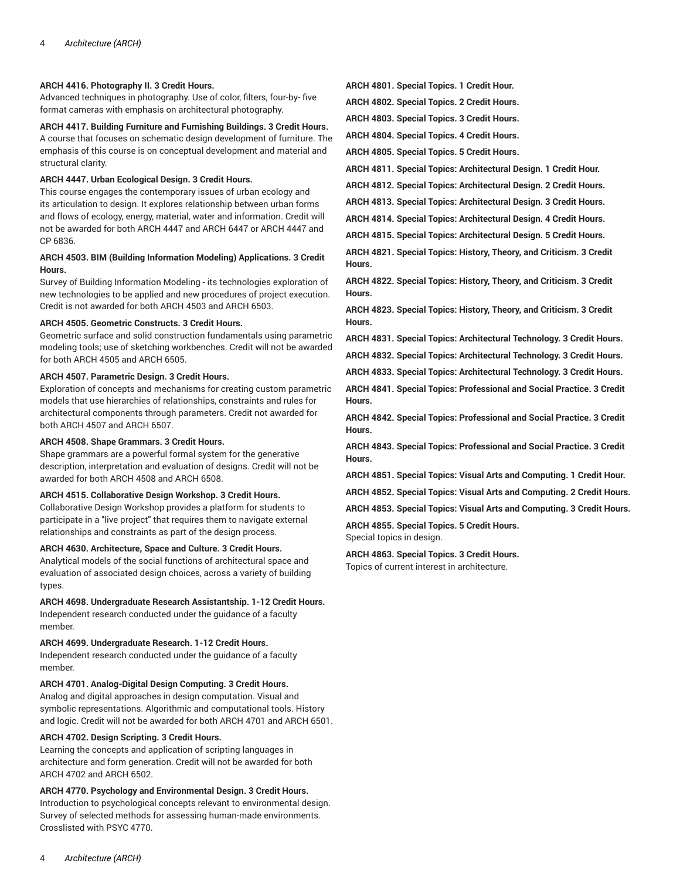**ARCH 4416. Photography II. 3 Credit Hours.**
Advanced techniques in photography. Use of color, filters, four-by- five format cameras with emphasis on architectural photography.

**ARCH 4417. Building Furniture and Furnishing Buildings. 3 Credit Hours.**
A course that focuses on schematic design development of furniture. The emphasis of this course is on conceptual development and material and structural clarity.

**ARCH 4447. Urban Ecological Design. 3 Credit Hours.**
This course engages the contemporary issues of urban ecology and its articulation to design. It explores relationship between urban forms and flows of ecology, energy, material, water and information. Credit will not be awarded for both ARCH 4447 and ARCH 6447 or ARCH 4447 and CP 6836.

**ARCH 4503. BIM (Building Information Modeling) Applications. 3 Credit Hours.**
Survey of Building Information Modeling - its technologies exploration of new technologies to be applied and new procedures of project execution. Credit is not awarded for both ARCH 4503 and ARCH 6503.

**ARCH 4505. Geometric Constructs. 3 Credit Hours.**
Geometric surface and solid construction fundamentals using parametric modeling tools; use of sketching workbenches. Credit will not be awarded for both ARCH 4505 and ARCH 6505.

**ARCH 4507. Parametric Design. 3 Credit Hours.**
Exploration of concepts and mechanisms for creating custom parametric models that use hierarchies of relationships, constraints and rules for architectural components through parameters. Credit not awarded for both ARCH 4507 and ARCH 6507.

**ARCH 4508. Shape Grammars. 3 Credit Hours.**
Shape grammars are a powerful formal system for the generative description, interpretation and evaluation of designs. Credit will not be awarded for both ARCH 4508 and ARCH 6508.

**ARCH 4515. Collaborative Design Workshop. 3 Credit Hours.**
Collaborative Design Workshop provides a platform for students to participate in a "live project" that requires them to navigate external relationships and constraints as part of the design process.

**ARCH 4630. Architecture, Space and Culture. 3 Credit Hours.**
Analytical models of the social functions of architectural space and evaluation of associated design choices, across a variety of building types.

**ARCH 4698. Undergraduate Research Assistantship. 1-12 Credit Hours.**
Independent research conducted under the guidance of a faculty member.

**ARCH 4699. Undergraduate Research. 1-12 Credit Hours.**
Independent research conducted under the guidance of a faculty member.

**ARCH 4701. Analog-Digital Design Computing. 3 Credit Hours.**
Analog and digital approaches in design computation. Visual and symbolic representations. Algorithmic and computational tools. History and logic. Credit will not be awarded for both ARCH 4701 and ARCH 6501.

**ARCH 4702. Design Scripting. 3 Credit Hours.**
Learning the concepts and application of scripting languages in architecture and form generation. Credit will not be awarded for both ARCH 4702 and ARCH 6502.

**ARCH 4770. Psychology and Environmental Design. 3 Credit Hours.**
Introduction to psychological concepts relevant to environmental design. Survey of selected methods for assessing human-made environments. Crosslisted with PSYC 4770.

**ARCH 4801. Special Topics. 1 Credit Hour.**

**ARCH 4802. Special Topics. 2 Credit Hours.**

**ARCH 4803. Special Topics. 3 Credit Hours.**

**ARCH 4804. Special Topics. 4 Credit Hours.**

**ARCH 4805. Special Topics. 5 Credit Hours.**

**ARCH 4811. Special Topics: Architectural Design. 1 Credit Hour.**

**ARCH 4812. Special Topics: Architectural Design. 2 Credit Hours.**

**ARCH 4813. Special Topics: Architectural Design. 3 Credit Hours.**

**ARCH 4814. Special Topics: Architectural Design. 4 Credit Hours.**

**ARCH 4815. Special Topics: Architectural Design. 5 Credit Hours.**

**ARCH 4821. Special Topics: History, Theory, and Criticism. 3 Credit Hours.**

**ARCH 4822. Special Topics: History, Theory, and Criticism. 3 Credit Hours.**

**ARCH 4823. Special Topics: History, Theory, and Criticism. 3 Credit Hours.**

**ARCH 4831. Special Topics: Architectural Technology. 3 Credit Hours.**

**ARCH 4832. Special Topics: Architectural Technology. 3 Credit Hours.**

**ARCH 4833. Special Topics: Architectural Technology. 3 Credit Hours.**

**ARCH 4841. Special Topics: Professional and Social Practice. 3 Credit Hours.**

**ARCH 4842. Special Topics: Professional and Social Practice. 3 Credit Hours.**

**ARCH 4843. Special Topics: Professional and Social Practice. 3 Credit Hours.**

**ARCH 4851. Special Topics: Visual Arts and Computing. 1 Credit Hour.**

**ARCH 4852. Special Topics: Visual Arts and Computing. 2 Credit Hours.**

**ARCH 4853. Special Topics: Visual Arts and Computing. 3 Credit Hours.**

**ARCH 4855. Special Topics. 5 Credit Hours.**
Special topics in design.

**ARCH 4863. Special Topics. 3 Credit Hours.**
Topics of current interest in architecture.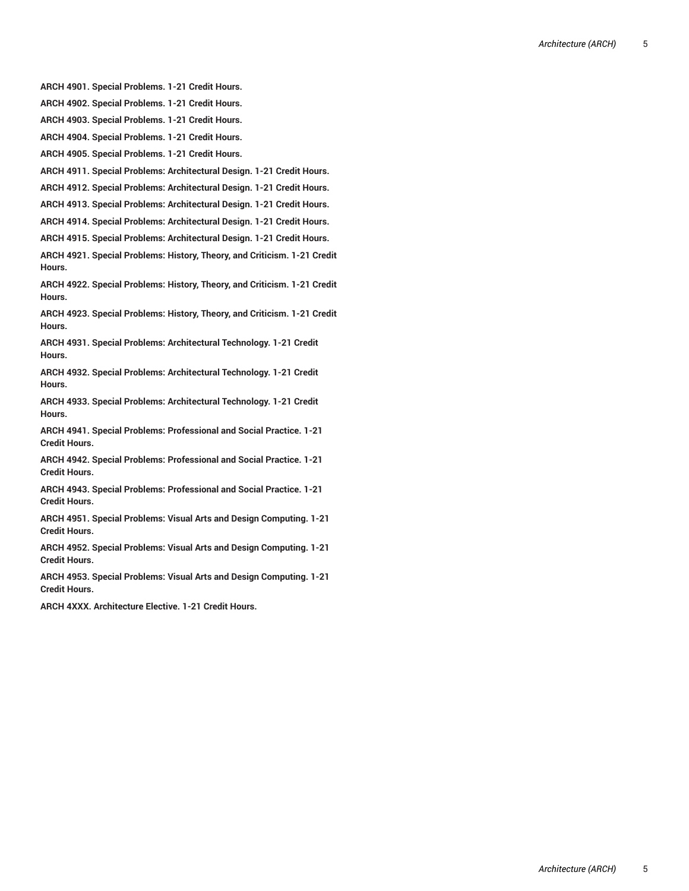**ARCH 4901. Special Problems. 1-21 Credit Hours.**

**ARCH 4902. Special Problems. 1-21 Credit Hours.**

**ARCH 4903. Special Problems. 1-21 Credit Hours.**

**ARCH 4904. Special Problems. 1-21 Credit Hours.**

**ARCH 4905. Special Problems. 1-21 Credit Hours.**

**ARCH 4911. Special Problems: Architectural Design. 1-21 Credit Hours.**

**ARCH 4912. Special Problems: Architectural Design. 1-21 Credit Hours.**

**ARCH 4913. Special Problems: Architectural Design. 1-21 Credit Hours.**

**ARCH 4914. Special Problems: Architectural Design. 1-21 Credit Hours.**

**ARCH 4915. Special Problems: Architectural Design. 1-21 Credit Hours.**

**ARCH 4921. Special Problems: History, Theory, and Criticism. 1-21 Credit Hours.**

**ARCH 4922. Special Problems: History, Theory, and Criticism. 1-21 Credit Hours.**

**ARCH 4923. Special Problems: History, Theory, and Criticism. 1-21 Credit Hours.**

**ARCH 4931. Special Problems: Architectural Technology. 1-21 Credit Hours.**

**ARCH 4932. Special Problems: Architectural Technology. 1-21 Credit Hours.**

**ARCH 4933. Special Problems: Architectural Technology. 1-21 Credit Hours.**

**ARCH 4941. Special Problems: Professional and Social Practice. 1-21 Credit Hours.**

**ARCH 4942. Special Problems: Professional and Social Practice. 1-21 Credit Hours.**

**ARCH 4943. Special Problems: Professional and Social Practice. 1-21 Credit Hours.**

**ARCH 4951. Special Problems: Visual Arts and Design Computing. 1-21 Credit Hours.**

**ARCH 4952. Special Problems: Visual Arts and Design Computing. 1-21 Credit Hours.**

**ARCH 4953. Special Problems: Visual Arts and Design Computing. 1-21 Credit Hours.**

**ARCH 4XXX. Architecture Elective. 1-21 Credit Hours.**